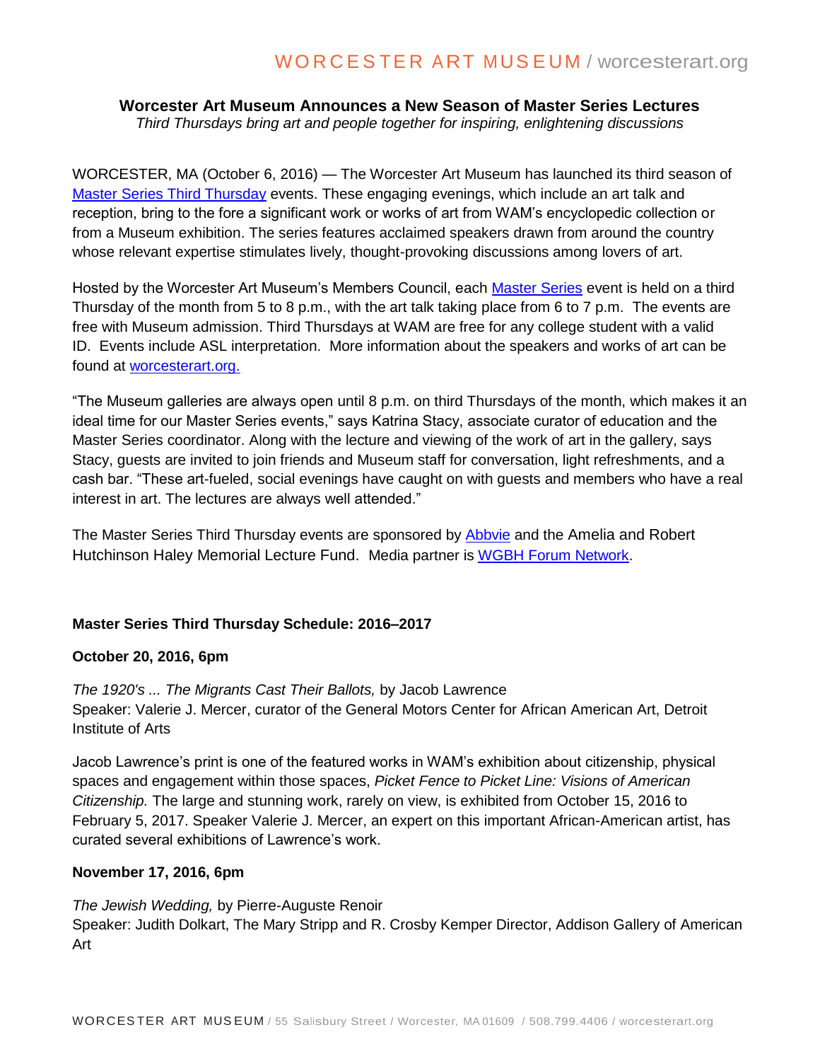# Worcester Art Museum Announces a New Season of Master Series Lectures

*Third Thursdays bring art and people together for inspiring, enlightening discussions*

WORCESTER, MA (October 6, 2016) — The Worcester Art Museum has launched its third season of Master Series Third Thursday events. These engaging evenings, which include an art talk and reception, bring to the fore a significant work or works of art from WAM's encyclopedic collection or from a Museum exhibition. The series features acclaimed speakers drawn from around the country whose relevant expertise stimulates lively, thought-provoking discussions among lovers of art.

Hosted by the Worcester Art Museum's Members Council, each Master Series event is held on a third Thursday of the month from 5 to 8 p.m., with the art talk taking place from 6 to 7 p.m. The events are free with Museum admission. Third Thursdays at WAM are free for any college student with a valid ID. Events include ASL interpretation. More information about the speakers and works of art can be found at worcesterart.org.

"The Museum galleries are always open until 8 p.m. on third Thursdays of the month, which makes it an ideal time for our Master Series events," says Katrina Stacy, associate curator of education and the Master Series coordinator. Along with the lecture and viewing of the work of art in the gallery, says Stacy, guests are invited to join friends and Museum staff for conversation, light refreshments, and a cash bar. "These art-fueled, social evenings have caught on with guests and members who have a real interest in art. The lectures are always well attended."

The Master Series Third Thursday events are sponsored by Abbvie and the Amelia and Robert Hutchinson Haley Memorial Lecture Fund. Media partner is WGBH Forum Network.

## Master Series Third Thursday Schedule: 2016–2017

**October 20, 2016, 6pm**

*The 1920's ... The Migrants Cast Their Ballots,* by Jacob Lawrence
Speaker: Valerie J. Mercer, curator of the General Motors Center for African American Art, Detroit Institute of Arts

Jacob Lawrence's print is one of the featured works in WAM's exhibition about citizenship, physical spaces and engagement within those spaces, *Picket Fence to Picket Line: Visions of American Citizenship.* The large and stunning work, rarely on view, is exhibited from October 15, 2016 to February 5, 2017. Speaker Valerie J. Mercer, an expert on this important African-American artist, has curated several exhibitions of Lawrence's work.

**November 17, 2016, 6pm**

*The Jewish Wedding,* by Pierre-Auguste Renoir
Speaker: Judith Dolkart, The Mary Stripp and R. Crosby Kemper Director, Addison Gallery of American Art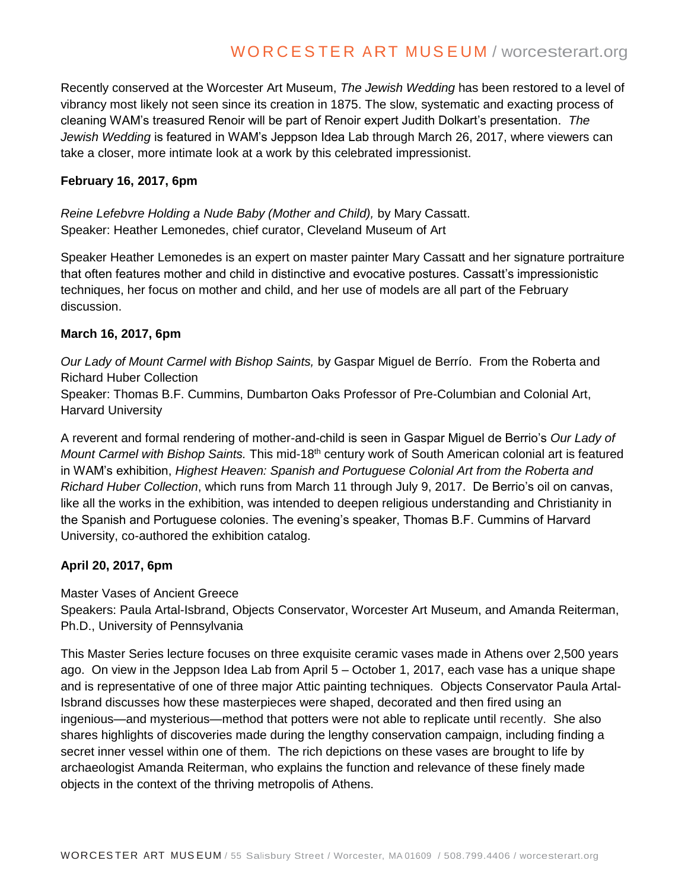Recently conserved at the Worcester Art Museum, *The Jewish Wedding* has been restored to a level of vibrancy most likely not seen since its creation in 1875. The slow, systematic and exacting process of cleaning WAM's treasured Renoir will be part of Renoir expert Judith Dolkart's presentation. *The Jewish Wedding* is featured in WAM's Jeppson Idea Lab through March 26, 2017, where viewers can take a closer, more intimate look at a work by this celebrated impressionist.

**February 16, 2017, 6pm**

*Reine Lefebvre Holding a Nude Baby (Mother and Child),* by Mary Cassatt.
Speaker: Heather Lemonedes, chief curator, Cleveland Museum of Art

Speaker Heather Lemonedes is an expert on master painter Mary Cassatt and her signature portraiture that often features mother and child in distinctive and evocative postures. Cassatt's impressionistic techniques, her focus on mother and child, and her use of models are all part of the February discussion.

**March 16, 2017, 6pm**

*Our Lady of Mount Carmel with Bishop Saints,* by Gaspar Miguel de Berrío. From the Roberta and Richard Huber Collection
Speaker: Thomas B.F. Cummins, Dumbarton Oaks Professor of Pre-Columbian and Colonial Art, Harvard University

A reverent and formal rendering of mother-and-child is seen in Gaspar Miguel de Berrio's *Our Lady of Mount Carmel with Bishop Saints.* This mid-18th century work of South American colonial art is featured in WAM's exhibition, *Highest Heaven: Spanish and Portuguese Colonial Art from the Roberta and Richard Huber Collection*, which runs from March 11 through July 9, 2017. De Berrio's oil on canvas, like all the works in the exhibition, was intended to deepen religious understanding and Christianity in the Spanish and Portuguese colonies. The evening's speaker, Thomas B.F. Cummins of Harvard University, co-authored the exhibition catalog.

**April 20, 2017, 6pm**

Master Vases of Ancient Greece
Speakers: Paula Artal-Isbrand, Objects Conservator, Worcester Art Museum, and Amanda Reiterman, Ph.D., University of Pennsylvania

This Master Series lecture focuses on three exquisite ceramic vases made in Athens over 2,500 years ago. On view in the Jeppson Idea Lab from April 5 – October 1, 2017, each vase has a unique shape and is representative of one of three major Attic painting techniques. Objects Conservator Paula Artal-Isbrand discusses how these masterpieces were shaped, decorated and then fired using an ingenious—and mysterious—method that potters were not able to replicate until recently. She also shares highlights of discoveries made during the lengthy conservation campaign, including finding a secret inner vessel within one of them. The rich depictions on these vases are brought to life by archaeologist Amanda Reiterman, who explains the function and relevance of these finely made objects in the context of the thriving metropolis of Athens.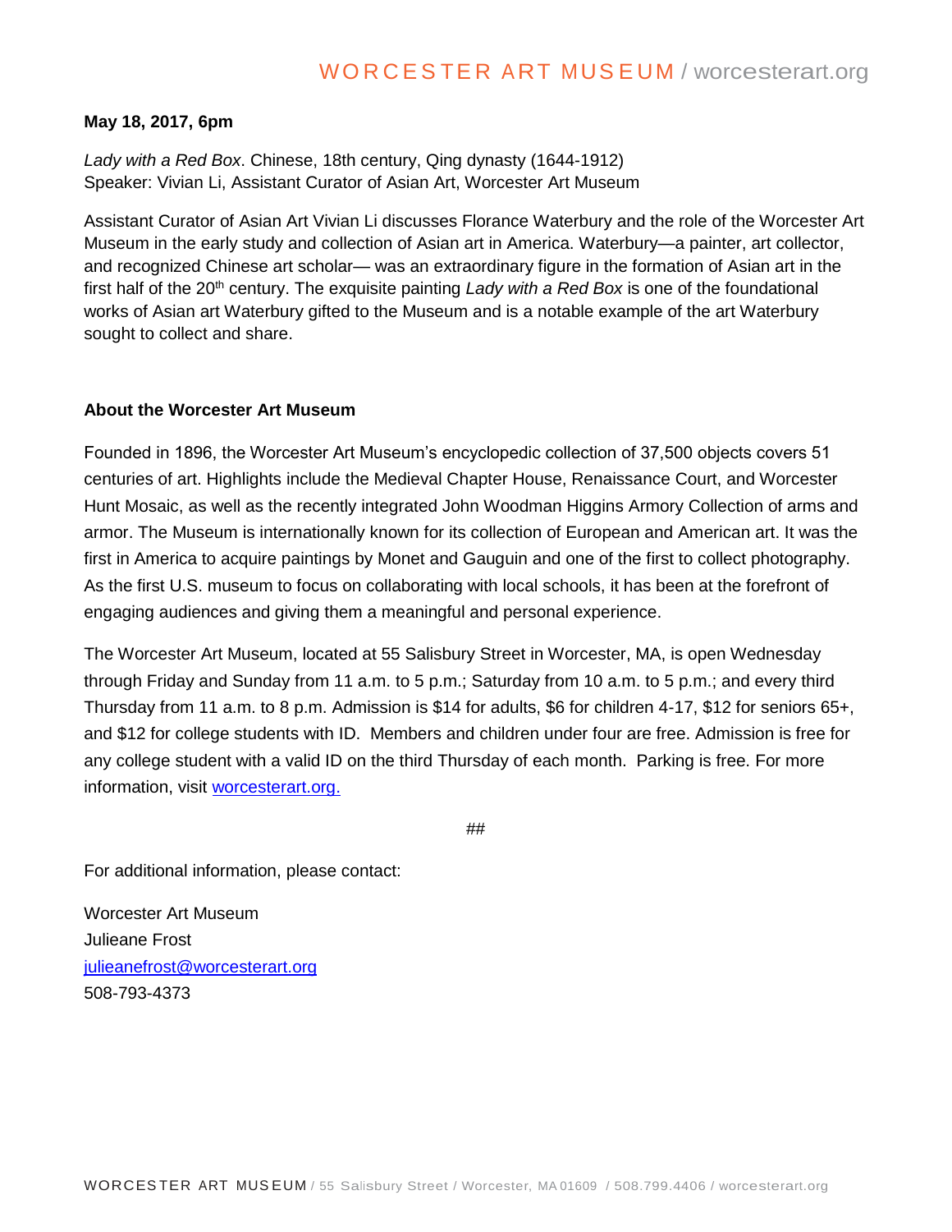**May 18, 2017, 6pm**

*Lady with a Red Box*. Chinese, 18th century, Qing dynasty (1644-1912)
Speaker: Vivian Li, Assistant Curator of Asian Art, Worcester Art Museum

Assistant Curator of Asian Art Vivian Li discusses Florance Waterbury and the role of the Worcester Art Museum in the early study and collection of Asian art in America. Waterbury—a painter, art collector, and recognized Chinese art scholar— was an extraordinary figure in the formation of Asian art in the first half of the 20th century. The exquisite painting *Lady with a Red Box* is one of the foundational works of Asian art Waterbury gifted to the Museum and is a notable example of the art Waterbury sought to collect and share.

**About the Worcester Art Museum**

Founded in 1896, the Worcester Art Museum's encyclopedic collection of 37,500 objects covers 51 centuries of art. Highlights include the Medieval Chapter House, Renaissance Court, and Worcester Hunt Mosaic, as well as the recently integrated John Woodman Higgins Armory Collection of arms and armor. The Museum is internationally known for its collection of European and American art. It was the first in America to acquire paintings by Monet and Gauguin and one of the first to collect photography. As the first U.S. museum to focus on collaborating with local schools, it has been at the forefront of engaging audiences and giving them a meaningful and personal experience.

The Worcester Art Museum, located at 55 Salisbury Street in Worcester, MA, is open Wednesday through Friday and Sunday from 11 a.m. to 5 p.m.; Saturday from 10 a.m. to 5 p.m.; and every third Thursday from 11 a.m. to 8 p.m. Admission is $14 for adults, $6 for children 4-17, $12 for seniors 65+, and $12 for college students with ID. Members and children under four are free. Admission is free for any college student with a valid ID on the third Thursday of each month. Parking is free. For more information, visit [worcesterart.org.](worcesterart.org)

##

For additional information, please contact:

Worcester Art Museum
Julieane Frost
[julieanefrost@worcesterart.org](mailto:julieanefrost@worcesterart.org)
508-793-4373